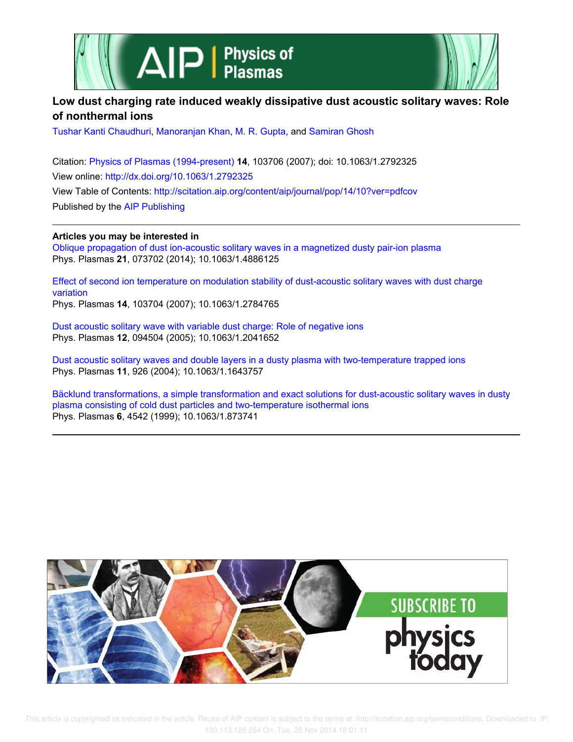# Low dust charging rate induced weakly dissipative dust acoustic solitary waves: Role of nonthermal ions

Tushar Kanti Chaudhuri, Manoranjan Khan, M. R. Gupta, and Samiran Ghosh

Citation: Physics of Plasmas (1994-present) **14**, 103706 (2007); doi: 10.1063/1.2792325

View online: http://dx.doi.org/10.1063/1.2792325

View Table of Contents: http://scitation.aip.org/content/aip/journal/pop/14/10?ver=pdfcov

Published by the AIP Publishing

**Articles you may be interested in**

Oblique propagation of dust ion-acoustic solitary waves in a magnetized dusty pair-ion plasma
Phys. Plasmas **21**, 073702 (2014); 10.1063/1.4886125

Effect of second ion temperature on modulation stability of dust-acoustic solitary waves with dust charge variation
Phys. Plasmas **14**, 103704 (2007); 10.1063/1.2784765

Dust acoustic solitary wave with variable dust charge: Role of negative ions
Phys. Plasmas **12**, 094504 (2005); 10.1063/1.2041652

Dust acoustic solitary waves and double layers in a dusty plasma with two-temperature trapped ions
Phys. Plasmas **11**, 926 (2004); 10.1063/1.1643757

Bäcklund transformations, a simple transformation and exact solutions for dust-acoustic solitary waves in dusty plasma consisting of cold dust particles and two-temperature isothermal ions
Phys. Plasmas **6**, 4542 (1999); 10.1063/1.873741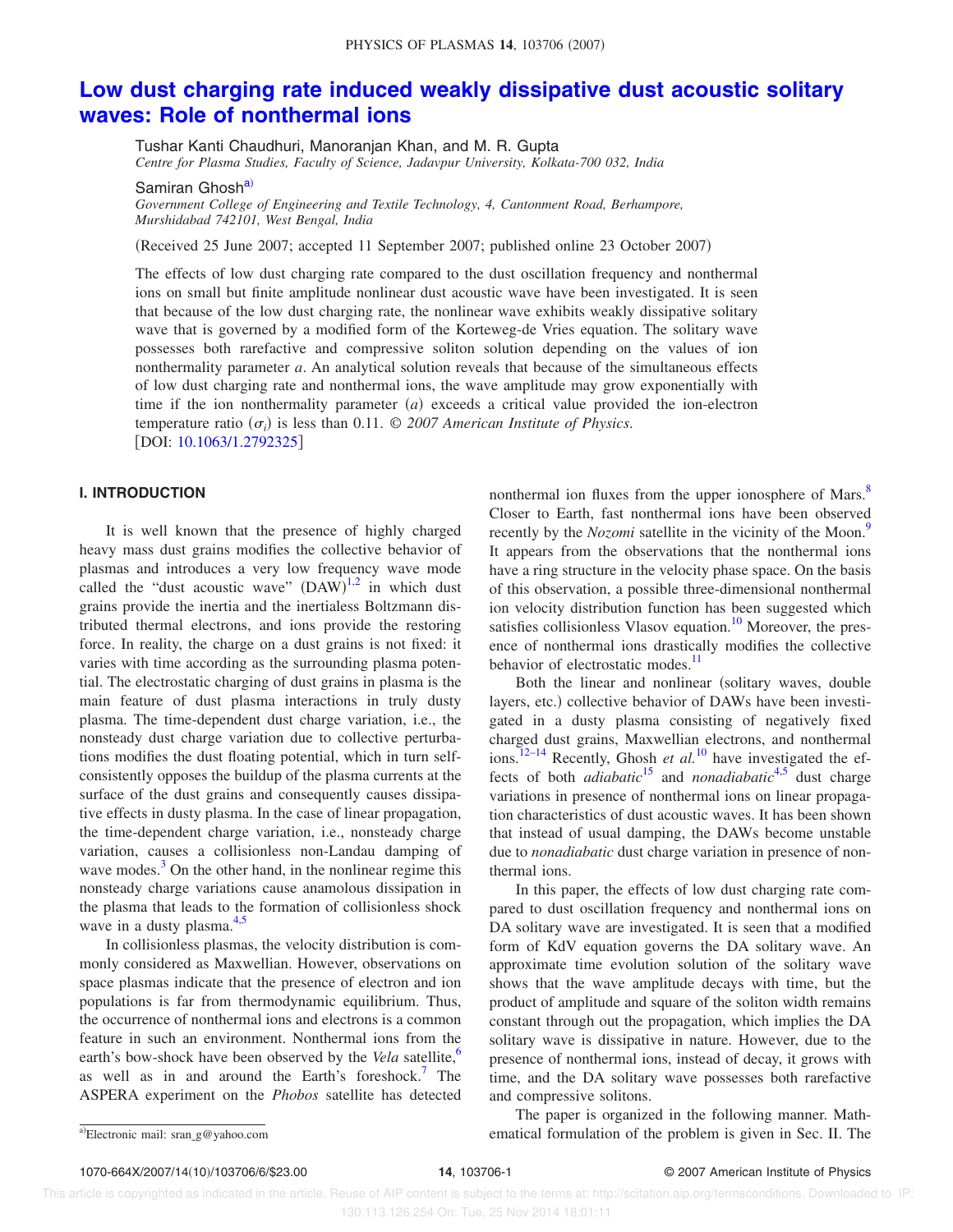# Low dust charging rate induced weakly dissipative dust acoustic solitary waves: Role of nonthermal ions

Tushar Kanti Chaudhuri, Manoranjan Khan, and M. R. Gupta
*Centre for Plasma Studies, Faculty of Science, Jadavpur University, Kolkata-700 032, India*

Samiran Ghosh[a)]
*Government College of Engineering and Textile Technology, 4, Cantonment Road, Berhampore, Murshidabad 742101, West Bengal, India*

(Received 25 June 2007; accepted 11 September 2007; published online 23 October 2007)

The effects of low dust charging rate compared to the dust oscillation frequency and nonthermal ions on small but finite amplitude nonlinear dust acoustic wave have been investigated. It is seen that because of the low dust charging rate, the nonlinear wave exhibits weakly dissipative solitary wave that is governed by a modified form of the Korteweg-de Vries equation. The solitary wave possesses both rarefactive and compressive soliton solution depending on the values of ion nonthermality parameter $a$. An analytical solution reveals that because of the simultaneous effects of low dust charging rate and nonthermal ions, the wave amplitude may grow exponentially with time if the ion nonthermality parameter ($a$) exceeds a critical value provided the ion-electron temperature ratio ($\sigma_i$) is less than 0.11. © *2007 American Institute of Physics*. [DOI: 10.1063/1.2792325]

## I. INTRODUCTION

It is well known that the presence of highly charged heavy mass dust grains modifies the collective behavior of plasmas and introduces a very low frequency wave mode called the "dust acoustic wave" (DAW)[1,2] in which dust grains provide the inertia and the inertialess Boltzmann distributed thermal electrons, and ions provide the restoring force. In reality, the charge on a dust grains is not fixed: it varies with time according as the surrounding plasma potential. The electrostatic charging of dust grains in plasma is the main feature of dust plasma interactions in truly dusty plasma. The time-dependent dust charge variation, i.e., the nonsteady dust charge variation due to collective perturbations modifies the dust floating potential, which in turn self-consistently opposes the buildup of the plasma currents at the surface of the dust grains and consequently causes dissipative effects in dusty plasma. In the case of linear propagation, the time-dependent charge variation, i.e., nonsteady charge variation, causes a collisionless non-Landau damping of wave modes.[3] On the other hand, in the nonlinear regime this nonsteady charge variations cause anamolous dissipation in the plasma that leads to the formation of collisionless shock wave in a dusty plasma.[4,5]

In collisionless plasmas, the velocity distribution is commonly considered as Maxwellian. However, observations on space plasmas indicate that the presence of electron and ion populations is far from thermodynamic equilibrium. Thus, the occurrence of nonthermal ions and electrons is a common feature in such an environment. Nonthermal ions from the earth's bow-shock have been observed by the *Vela* satellite,[6] as well as in and around the Earth's foreshock.[7] The ASPERA experiment on the *Phobos* satellite has detected nonthermal ion fluxes from the upper ionosphere of Mars.[8] Closer to Earth, fast nonthermal ions have been observed recently by the *Nozomi* satellite in the vicinity of the Moon.[9] It appears from the observations that the nonthermal ions have a ring structure in the velocity phase space. On the basis of this observation, a possible three-dimensional nonthermal ion velocity distribution function has been suggested which satisfies collisionless Vlasov equation.[10] Moreover, the presence of nonthermal ions drastically modifies the collective behavior of electrostatic modes.[11]

Both the linear and nonlinear (solitary waves, double layers, etc.) collective behavior of DAWs have been investigated in a dusty plasma consisting of negatively fixed charged dust grains, Maxwellian electrons, and nonthermal ions.[12–14] Recently, Ghosh *et al.*[10] have investigated the effects of both *adiabatic*[15] and *nonadiabatic*[4,5] dust charge variations in presence of nonthermal ions on linear propagation characteristics of dust acoustic waves. It has been shown that instead of usual damping, the DAWs become unstable due to *nonadiabatic* dust charge variation in presence of nonthermal ions.

In this paper, the effects of low dust charging rate compared to dust oscillation frequency and nonthermal ions on DA solitary wave are investigated. It is seen that a modified form of KdV equation governs the DA solitary wave. An approximate time evolution solution of the solitary wave shows that the wave amplitude decays with time, but the product of amplitude and square of the soliton width remains constant through out the propagation, which implies the DA solitary wave is dissipative in nature. However, due to the presence of nonthermal ions, instead of decay, it grows with time, and the DA solitary wave possesses both rarefactive and compressive solitons.

The paper is organized in the following manner. Mathematical formulation of the problem is given in Sec. II. The

[a)]Electronic mail: sran_g@yahoo.com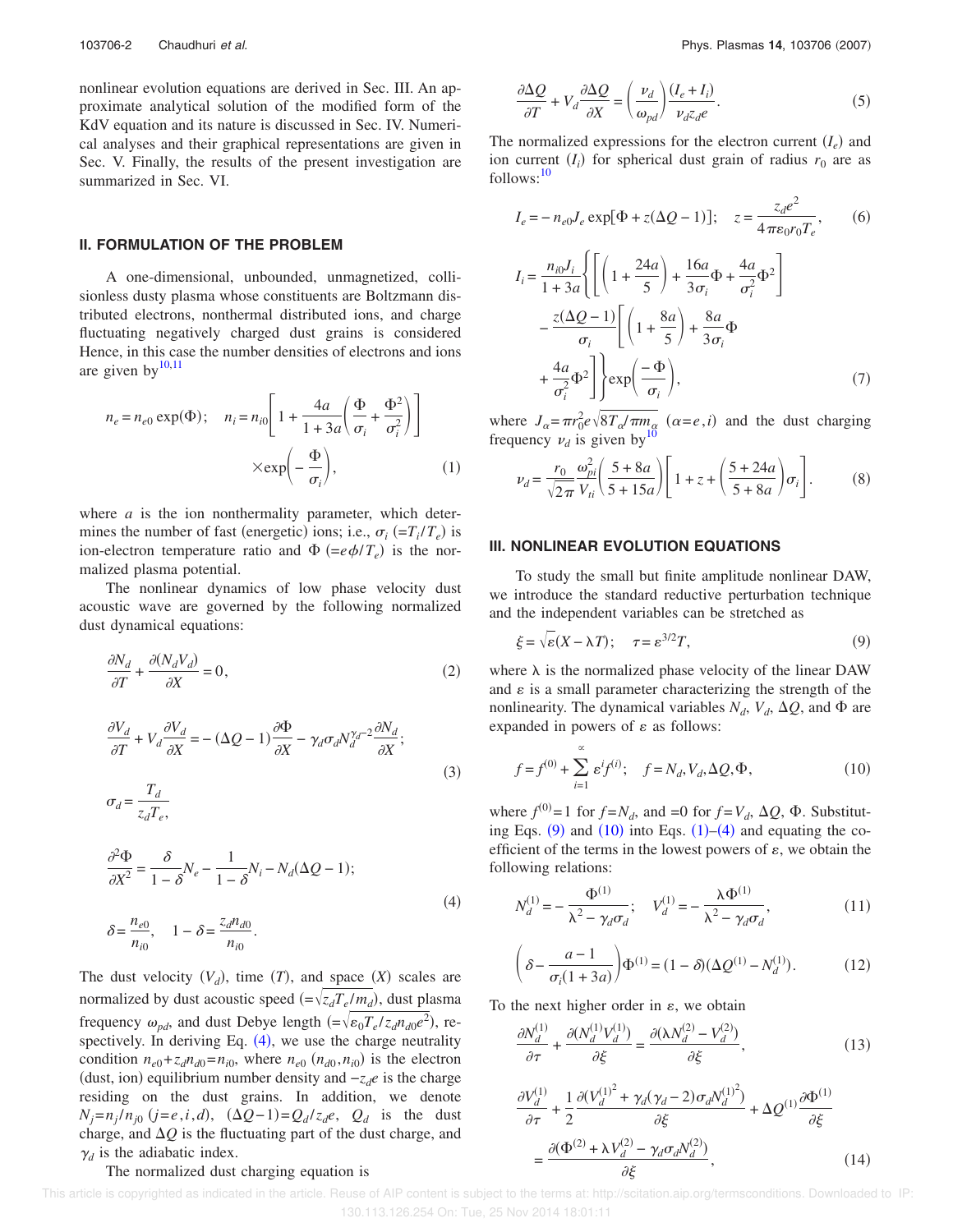nonlinear evolution equations are derived in Sec. III. An approximate analytical solution of the modified form of the KdV equation and its nature is discussed in Sec. IV. Numerical analyses and their graphical representations are given in Sec. V. Finally, the results of the present investigation are summarized in Sec. VI.

## II. FORMULATION OF THE PROBLEM

A one-dimensional, unbounded, unmagnetized, collisionless dusty plasma whose constituents are Boltzmann distributed electrons, nonthermal distributed ions, and charge fluctuating negatively charged dust grains is considered Hence, in this case the number densities of electrons and ions are given by[10,11]

$$n_e = n_{e0}\exp(\Phi); \quad n_i = n_{i0}\left[1 + \frac{4a}{1+3a}\left(\frac{\Phi}{\sigma_i} + \frac{\Phi^2}{\sigma_i^2}\right)\right] \times \exp\left(-\frac{\Phi}{\sigma_i}\right), \tag{1}$$

where $a$ is the ion nonthermality parameter, which determines the number of fast (energetic) ions; i.e., $\sigma_i$ $(=T_i/T_e)$ is ion-electron temperature ratio and $\Phi$ $(=e\phi/T_e)$ is the normalized plasma potential.

The nonlinear dynamics of low phase velocity dust acoustic wave are governed by the following normalized dust dynamical equations:

$$\frac{\partial N_d}{\partial T} + \frac{\partial (N_d V_d)}{\partial X} = 0, \tag{2}$$

$$\frac{\partial V_d}{\partial T} + V_d\frac{\partial V_d}{\partial X} = -(\Delta Q - 1)\frac{\partial \Phi}{\partial X} - \gamma_d \sigma_d N_d^{\gamma_d - 2}\frac{\partial N_d}{\partial X}; \tag{3}$$

$$\sigma_d = \frac{T_d}{z_d T_e},$$

$$\frac{\partial^2 \Phi}{\partial X^2} = \frac{\delta}{1-\delta}N_e - \frac{1}{1-\delta}N_i - N_d(\Delta Q - 1); \tag{4}$$

$$\delta = \frac{n_{e0}}{n_{i0}}, \quad 1-\delta = \frac{z_d n_{d0}}{n_{i0}}.$$

The dust velocity $(V_d)$, time $(T)$, and space $(X)$ scales are normalized by dust acoustic speed $(=\sqrt{z_d T_e/m_d})$, dust plasma frequency $\omega_{pd}$, and dust Debye length $(=\sqrt{\varepsilon_0 T_e/z_d n_{d0} e^2})$, respectively. In deriving Eq. (4), we use the charge neutrality condition $n_{e0}+z_d n_{d0}=n_{i0}$, where $n_{e0}$ $(n_{d0}, n_{i0})$ is the electron (dust, ion) equilibrium number density and $-z_d e$ is the charge residing on the dust grains. In addition, we denote $N_j = n_j/n_{j0}$ $(j=e,i,d)$, $(\Delta Q - 1) = Q_d/z_d e$, $Q_d$ is the dust charge, and $\Delta Q$ is the fluctuating part of the dust charge, and $\gamma_d$ is the adiabatic index.

The normalized dust charging equation is

$$\frac{\partial \Delta Q}{\partial T} + V_d\frac{\partial \Delta Q}{\partial X} = \left(\frac{\nu_d}{\omega_{pd}}\right)\frac{(I_e + I_i)}{\nu_d z_d e}. \tag{5}$$

The normalized expressions for the electron current $(I_e)$ and ion current $(I_i)$ for spherical dust grain of radius $r_0$ are as follows:[10]

$$I_e = -n_{e0}J_e\exp[\Phi + z(\Delta Q - 1)]; \quad z = \frac{z_d e^2}{4\pi\varepsilon_0 r_0 T_e}, \tag{6}$$

$$I_i = \frac{n_{i0}J_i}{1+3a}\left\{\left[\left(1+\frac{24a}{5}\right) + \frac{16a}{3\sigma_i}\Phi + \frac{4a}{\sigma_i^2}\Phi^2\right] - \frac{z(\Delta Q - 1)}{\sigma_i}\left[\left(1+\frac{8a}{5}\right) + \frac{8a}{3\sigma_i}\Phi + \frac{4a}{\sigma_i^2}\Phi^2\right]\right\}\exp\left(\frac{-\Phi}{\sigma_i}\right), \tag{7}$$

where $J_\alpha = \pi r_0^2 e\sqrt{8T_\alpha/\pi m_\alpha}$ $(\alpha = e,i)$ and the dust charging frequency $\nu_d$ is given by[10]

$$\nu_d = \frac{r_0}{\sqrt{2\pi}}\frac{\omega_{pi}^2}{V_{ti}}\left(\frac{5+8a}{5+15a}\right)\left[1 + z + \left(\frac{5+24a}{5+8a}\right)\sigma_i\right]. \tag{8}$$

## III. NONLINEAR EVOLUTION EQUATIONS

To study the small but finite amplitude nonlinear DAW, we introduce the standard reductive perturbation technique and the independent variables can be stretched as

$$\xi = \sqrt{\varepsilon}(X - \lambda T); \quad \tau = \varepsilon^{3/2}T, \tag{9}$$

where $\lambda$ is the normalized phase velocity of the linear DAW and $\varepsilon$ is a small parameter characterizing the strength of the nonlinearity. The dynamical variables $N_d$, $V_d$, $\Delta Q$, and $\Phi$ are expanded in powers of $\varepsilon$ as follows:

$$f = f^{(0)} + \sum_{i=1}^{\infty}\varepsilon^i f^{(i)}; \quad f = N_d, V_d, \Delta Q, \Phi, \tag{10}$$

where $f^{(0)}=1$ for $f=N_d$, and $=0$ for $f=V_d$, $\Delta Q$, $\Phi$. Substituting Eqs. (9) and (10) into Eqs. (1)–(4) and equating the coefficient of the terms in the lowest powers of $\varepsilon$, we obtain the following relations:

$$N_d^{(1)} = -\frac{\Phi^{(1)}}{\lambda^2 - \gamma_d\sigma_d}; \quad V_d^{(1)} = -\frac{\lambda\Phi^{(1)}}{\lambda^2 - \gamma_d\sigma_d}, \tag{11}$$

$$\left(\delta - \frac{a-1}{\sigma_i(1+3a)}\right)\Phi^{(1)} = (1-\delta)(\Delta Q^{(1)} - N_d^{(1)}). \tag{12}$$

To the next higher order in $\varepsilon$, we obtain

$$\frac{\partial N_d^{(1)}}{\partial \tau} + \frac{\partial (N_d^{(1)}V_d^{(1)})}{\partial \xi} = \frac{\partial (\lambda N_d^{(2)} - V_d^{(2)})}{\partial \xi}, \tag{13}$$

$$\frac{\partial V_d^{(1)}}{\partial \tau} + \frac{1}{2}\frac{\partial \left({V_d^{(1)}}^2 + \gamma_d(\gamma_d - 2)\sigma_d {N_d^{(1)}}^2\right)}{\partial \xi} + \Delta Q^{(1)}\frac{\partial \Phi^{(1)}}{\partial \xi} = \frac{\partial (\Phi^{(2)} + \lambda V_d^{(2)} - \gamma_d\sigma_d N_d^{(2)})}{\partial \xi}, \tag{14}$$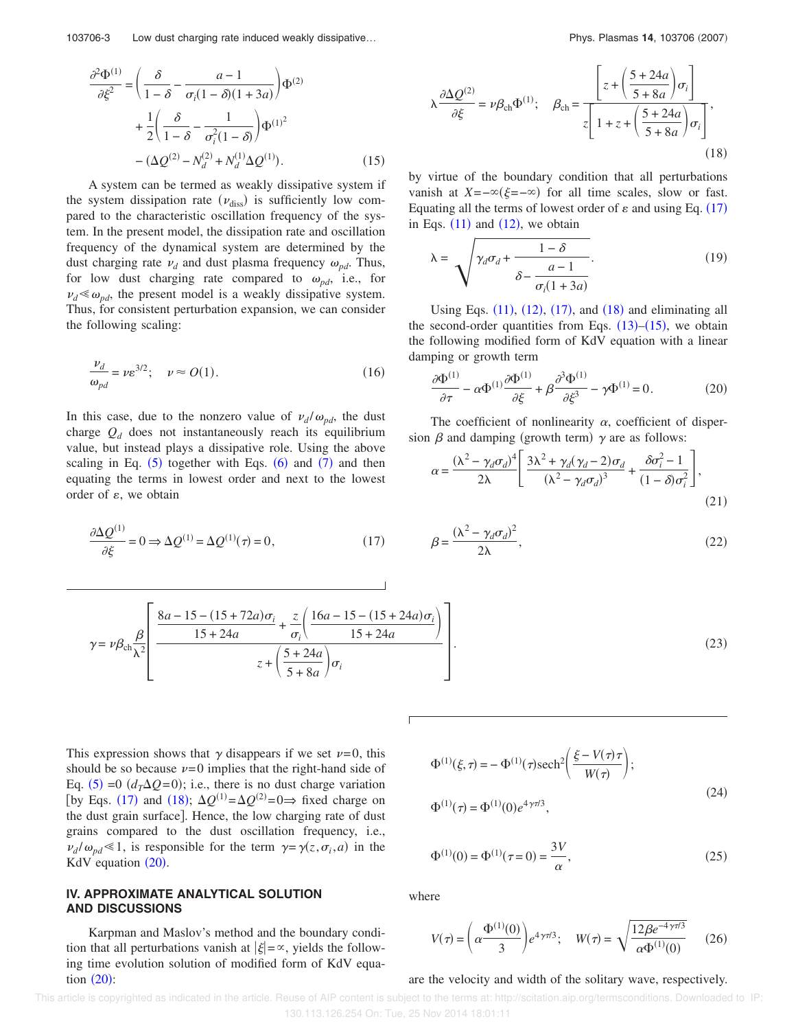$$\frac{\partial^2\Phi^{(1)}}{\partial\xi^2} = \left(\frac{\delta}{1-\delta} - \frac{a-1}{\sigma_i(1-\delta)(1+3a)}\right)\Phi^{(2)} + \frac{1}{2}\left(\frac{\delta}{1-\delta} - \frac{1}{\sigma_i^2(1-\delta)}\right){\Phi^{(1)}}^2 - (\Delta Q^{(2)} - N_d^{(2)} + N_d^{(1)}\Delta Q^{(1)}). \tag{15}$$

A system can be termed as weakly dissipative system if the system dissipation rate ($\nu_{\text{diss}}$) is sufficiently low compared to the characteristic oscillation frequency of the system. In the present model, the dissipation rate and oscillation frequency of the dynamical system are determined by the dust charging rate $\nu_d$ and dust plasma frequency $\omega_{pd}$. Thus, for low dust charging rate compared to $\omega_{pd}$, i.e., for $\nu_d \ll \omega_{pd}$, the present model is a weakly dissipative system. Thus, for consistent perturbation expansion, we can consider the following scaling:

$$\frac{\nu_d}{\omega_{pd}} = \nu\varepsilon^{3/2}; \quad \nu \approx O(1). \tag{16}$$

In this case, due to the nonzero value of $\nu_d/\omega_{pd}$, the dust charge $Q_d$ does not instantaneously reach its equilibrium value, but instead plays a dissipative role. Using the above scaling in Eq. (5) together with Eqs. (6) and (7) and then equating the terms in lowest order and next to the lowest order of $\varepsilon$, we obtain

$$\frac{\partial \Delta Q^{(1)}}{\partial\xi} = 0 \Rightarrow \Delta Q^{(1)} = \Delta Q^{(1)}(\tau) = 0, \tag{17}$$

$$\lambda\frac{\partial \Delta Q^{(2)}}{\partial\xi} = \nu\beta_{\text{ch}}\Phi^{(1)}; \quad \beta_{\text{ch}} = \frac{\left[z + \left(\frac{5+24a}{5+8a}\right)\sigma_i\right]}{z\left[1 + z + \left(\frac{5+24a}{5+8a}\right)\sigma_i\right]}, \tag{18}$$

by virtue of the boundary condition that all perturbations vanish at $X=-\infty(\xi=-\infty)$ for all time scales, slow or fast. Equating all the terms of lowest order of $\varepsilon$ and using Eq. (17) in Eqs. (11) and (12), we obtain

$$\lambda = \sqrt{\gamma_d\sigma_d + \frac{1-\delta}{\delta - \frac{a-1}{\sigma_i(1+3a)}}}. \tag{19}$$

Using Eqs. (11), (12), (17), and (18) and eliminating all the second-order quantities from Eqs. (13)–(15), we obtain the following modified form of KdV equation with a linear damping or growth term

$$\frac{\partial\Phi^{(1)}}{\partial\tau} - \alpha\Phi^{(1)}\frac{\partial\Phi^{(1)}}{\partial\xi} + \beta\frac{\partial^3\Phi^{(1)}}{\partial\xi^3} - \gamma\Phi^{(1)} = 0. \tag{20}$$

The coefficient of nonlinearity $\alpha$, coefficient of dispersion $\beta$ and damping (growth term) $\gamma$ are as follows:

$$\alpha = \frac{(\lambda^2 - \gamma_d\sigma_d)^4}{2\lambda}\left[\frac{3\lambda^2 + \gamma_d(\gamma_d - 2)\sigma_d}{(\lambda^2 - \gamma_d\sigma_d)^3} + \frac{\delta\sigma_i^2 - 1}{(1-\delta)\sigma_i^2}\right], \tag{21}$$

$$\beta = \frac{(\lambda^2 - \gamma_d\sigma_d)^2}{2\lambda}, \tag{22}$$

$$\gamma = \nu\beta_{\text{ch}}\frac{\beta}{\lambda^2}\left[\frac{\frac{8a - 15 - (15+72a)\sigma_i}{15+24a} + \frac{z}{\sigma_i}\left(\frac{16a - 15 - (15+24a)\sigma_i}{15+24a}\right)}{z + \left(\frac{5+24a}{5+8a}\right)\sigma_i}\right]. \tag{23}$$

This expression shows that $\gamma$ disappears if we set $\nu=0$, this should be so because $\nu=0$ implies that the right-hand side of Eq. (5) $=0$ ($d_T\Delta Q=0$); i.e., there is no dust charge variation [by Eqs. (17) and (18); $\Delta Q^{(1)}=\Delta Q^{(2)}=0 \Rightarrow$ fixed charge on the dust grain surface]. Hence, the low charging rate of dust grains compared to the dust oscillation frequency, i.e., $\nu_d/\omega_{pd} \ll 1$, is responsible for the term $\gamma=\gamma(z,\sigma_i,a)$ in the KdV equation (20).

## IV. APPROXIMATE ANALYTICAL SOLUTION AND DISCUSSIONS

Karpman and Maslov's method and the boundary condition that all perturbations vanish at $|\xi|=\infty$, yields the following time evolution solution of modified form of KdV equation (20):

$$\Phi^{(1)}(\xi,\tau) = -\Phi^{(1)}(\tau)\text{sech}^2\left(\frac{\xi - V(\tau)\tau}{W(\tau)}\right);$$
$$\Phi^{(1)}(\tau) = \Phi^{(1)}(0)e^{4\gamma\tau/3}, \tag{24}$$

$$\Phi^{(1)}(0) = \Phi^{(1)}(\tau=0) = \frac{3V}{\alpha}, \tag{25}$$

where

$$V(\tau) = \left(\alpha\frac{\Phi^{(1)}(0)}{3}\right)e^{4\gamma\tau/3}; \quad W(\tau) = \sqrt{\frac{12\beta e^{-4\gamma\tau/3}}{\alpha\Phi^{(1)}(0)}} \tag{26}$$

are the velocity and width of the solitary wave, respectively.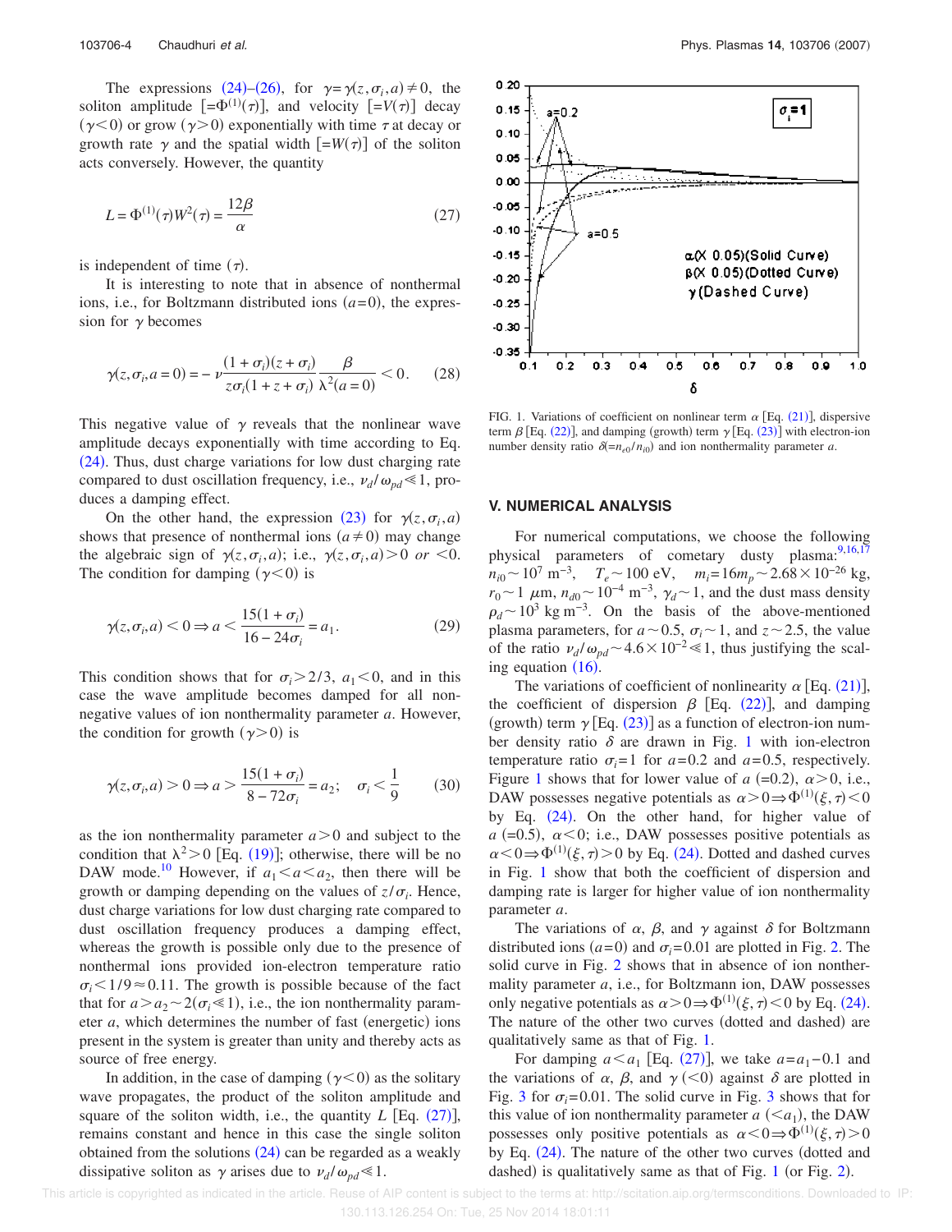The expressions (24)–(26), for $\gamma = \gamma(z, \sigma_i, a) \neq 0$, the soliton amplitude $[=\Phi^{(1)}(\tau)]$, and velocity $[=V(\tau)]$ decay ($\gamma < 0$) or grow ($\gamma > 0$) exponentially with time $\tau$ at decay or growth rate $\gamma$ and the spatial width $[=W(\tau)]$ of the soliton acts conversely. However, the quantity

$$L = \Phi^{(1)}(\tau) W^2(\tau) = \frac{12\beta}{\alpha} \tag{27}$$

is independent of time ($\tau$).

It is interesting to note that in absence of nonthermal ions, i.e., for Boltzmann distributed ions ($a=0$), the expression for $\gamma$ becomes

$$\gamma(z, \sigma_i, a=0) = -\nu \frac{(1+\sigma_i)(z+\sigma_i)}{z\sigma_i(1+z+\sigma_i)} \frac{\beta}{\lambda^2(a=0)} < 0. \tag{28}$$

This negative value of $\gamma$ reveals that the nonlinear wave amplitude decays exponentially with time according to Eq. (24). Thus, dust charge variations for low dust charging rate compared to dust oscillation frequency, i.e., $\nu_d/\omega_{pd} \ll 1$, produces a damping effect.

On the other hand, the expression (23) for $\gamma(z, \sigma_i, a)$ shows that presence of nonthermal ions ($a \neq 0$) may change the algebraic sign of $\gamma(z, \sigma_i, a)$; i.e., $\gamma(z, \sigma_i, a) > 0$ *or* $< 0$. The condition for damping ($\gamma < 0$) is

$$\gamma(z, \sigma_i, a) < 0 \Rightarrow a < \frac{15(1+\sigma_i)}{16 - 24\sigma_i} = a_1. \tag{29}$$

This condition shows that for $\sigma_i > 2/3$, $a_1 < 0$, and in this case the wave amplitude becomes damped for all nonnegative values of ion nonthermality parameter $a$. However, the condition for growth ($\gamma > 0$) is

$$\gamma(z, \sigma_i, a) > 0 \Rightarrow a > \frac{15(1+\sigma_i)}{8 - 72\sigma_i} = a_2; \quad \sigma_i < \frac{1}{9} \tag{30}$$

as the ion nonthermality parameter $a > 0$ and subject to the condition that $\lambda^2 > 0$ [Eq. (19)]; otherwise, there will be no DAW mode.[10] However, if $a_1 < a < a_2$, then there will be growth or damping depending on the values of $z/\sigma_i$. Hence, dust charge variations for low dust charging rate compared to dust oscillation frequency produces a damping effect, whereas the growth is possible only due to the presence of nonthermal ions provided ion-electron temperature ratio $\sigma_i < 1/9 \approx 0.11$. The growth is possible because of the fact that for $a > a_2 \sim 2(\sigma_i \ll 1)$, i.e., the ion nonthermality parameter $a$, which determines the number of fast (energetic) ions present in the system is greater than unity and thereby acts as source of free energy.

In addition, in the case of damping ($\gamma < 0$) as the solitary wave propagates, the product of the soliton amplitude and square of the soliton width, i.e., the quantity $L$ [Eq. (27)], remains constant and hence in this case the single soliton obtained from the solutions (24) can be regarded as a weakly dissipative soliton as $\gamma$ arises due to $\nu_d/\omega_{pd} \ll 1$.

FIG. 1. Variations of coefficient on nonlinear term $\alpha$ [Eq. (21)], dispersive term $\beta$ [Eq. (22)], and damping (growth) term $\gamma$ [Eq. (23)] with electron-ion number density ratio $\delta (=n_{e0}/n_{i0})$ and ion nonthermality parameter $a$.

## V. NUMERICAL ANALYSIS

For numerical computations, we choose the following physical parameters of cometary dusty plasma:[9,16,17] $n_{i0} \sim 10^7$ m$^{-3}$, $T_e \sim 100$ eV, $m_i = 16m_p \sim 2.68 \times 10^{-26}$ kg, $r_0 \sim 1$ $\mu$m, $n_{d0} \sim 10^{-4}$ m$^{-3}$, $\gamma_d \sim 1$, and the dust mass density $\rho_d \sim 10^3$ kg m$^{-3}$. On the basis of the above-mentioned plasma parameters, for $a \sim 0.5$, $\sigma_i \sim 1$, and $z \sim 2.5$, the value of the ratio $\nu_d/\omega_{pd} \sim 4.6 \times 10^{-2} \ll 1$, thus justifying the scaling equation (16).

The variations of coefficient of nonlinearity $\alpha$ [Eq. (21)], the coefficient of dispersion $\beta$ [Eq. (22)], and damping (growth) term $\gamma$ [Eq. (23)] as a function of electron-ion number density ratio $\delta$ are drawn in Fig. 1 with ion-electron temperature ratio $\sigma_i = 1$ for $a = 0.2$ and $a = 0.5$, respectively. Figure 1 shows that for lower value of $a$ ($=0.2$), $\alpha > 0$, i.e., DAW possesses negative potentials as $\alpha > 0 \Rightarrow \Phi^{(1)}(\xi, \tau) < 0$ by Eq. (24). On the other hand, for higher value of $a$ ($=0.5$), $\alpha < 0$; i.e., DAW possesses positive potentials as $\alpha < 0 \Rightarrow \Phi^{(1)}(\xi, \tau) > 0$ by Eq. (24). Dotted and dashed curves in Fig. 1 show that both the coefficient of dispersion and damping rate is larger for higher value of ion nonthermality parameter $a$.

The variations of $\alpha$, $\beta$, and $\gamma$ against $\delta$ for Boltzmann distributed ions ($a=0$) and $\sigma_i = 0.01$ are plotted in Fig. 2. The solid curve in Fig. 2 shows that in absence of ion nonthermality parameter $a$, i.e., for Boltzmann ion, DAW possesses only negative potentials as $\alpha > 0 \Rightarrow \Phi^{(1)}(\xi, \tau) < 0$ by Eq. (24). The nature of the other two curves (dotted and dashed) are qualitatively same as that of Fig. 1.

For damping $a < a_1$ [Eq. (27)], we take $a = a_1 - 0.1$ and the variations of $\alpha$, $\beta$, and $\gamma$ ($<0$) against $\delta$ are plotted in Fig. 3 for $\sigma_i = 0.01$. The solid curve in Fig. 3 shows that for this value of ion nonthermality parameter $a$ ($<a_1$), the DAW possesses only positive potentials as $\alpha < 0 \Rightarrow \Phi^{(1)}(\xi, \tau) > 0$ by Eq. (24). The nature of the other two curves (dotted and dashed) is qualitatively same as that of Fig. 1 (or Fig. 2).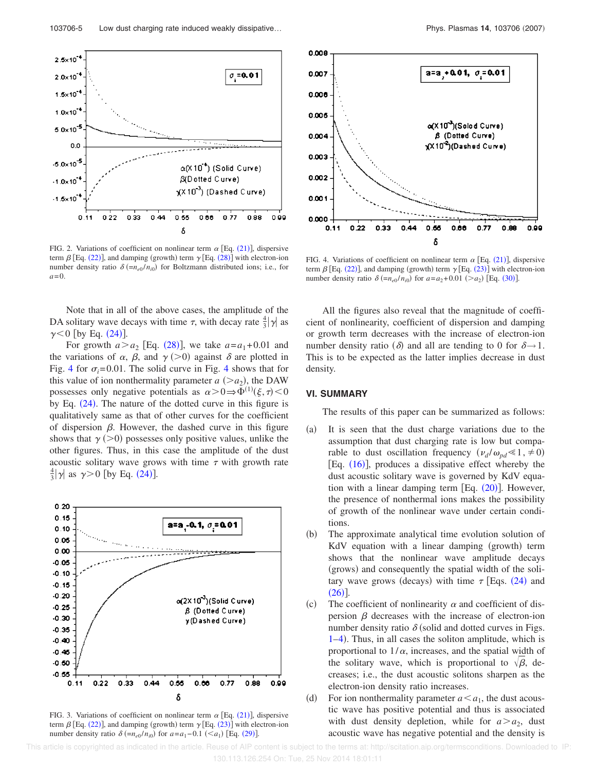FIG. 2. Variations of coefficient on nonlinear term $\alpha$ [Eq. (21)], dispersive term $\beta$ [Eq. (22)], and damping (growth) term $\gamma$ [Eq. (28)] with electron-ion number density ratio $\delta$ $(=n_{e0}/n_{i0})$ for Boltzmann distributed ions; i.e., for $a=0$.

Note that in all of the above cases, the amplitude of the DA solitary wave decays with time $\tau$, with decay rate $\frac{4}{3}|\gamma|$ as $\gamma<0$ [by Eq. (24)].

For growth $a>a_2$ [Eq. (28)], we take $a=a_1+0.01$ and the variations of $\alpha$, $\beta$, and $\gamma$ $(>0)$ against $\delta$ are plotted in Fig. 4 for $\sigma_i=0.01$. The solid curve in Fig. 4 shows that for this value of ion nonthermality parameter $a$ $(>a_2)$, the DAW possesses only negative potentials as $\alpha>0 \Rightarrow \Phi^{(1)}(\xi,\tau)<0$ by Eq. (24). The nature of the dotted curve in this figure is qualitatively same as that of other curves for the coefficient of dispersion $\beta$. However, the dashed curve in this figure shows that $\gamma$ $(>0)$ possesses only positive values, unlike the other figures. Thus, in this case the amplitude of the dust acoustic solitary wave grows with time $\tau$ with growth rate $\frac{4}{3}|\gamma|$ as $\gamma>0$ [by Eq. (24)].

FIG. 3. Variations of coefficient on nonlinear term $\alpha$ [Eq. (21)], dispersive term $\beta$ [Eq. (22)], and damping (growth) term $\gamma$ [Eq. (23)] with electron-ion number density ratio $\delta$ $(=n_{e0}/n_{i0})$ for $a=a_1-0.1$ $(<a_1)$ [Eq. (29)].

FIG. 4. Variations of coefficient on nonlinear term $\alpha$ [Eq. (21)], dispersive term $\beta$ [Eq. (22)], and damping (growth) term $\gamma$ [Eq. (23)] with electron-ion number density ratio $\delta$ $(=n_{e0}/n_{i0})$ for $a=a_2+0.01$ $(>a_2)$ [Eq. (30)].

All the figures also reveal that the magnitude of coefficient of nonlinearity, coefficient of dispersion and damping or growth term decreases with the increase of electron-ion number density ratio $(\delta)$ and all are tending to 0 for $\delta\to 1$. This is to be expected as the latter implies decrease in dust density.

## VI. SUMMARY

The results of this paper can be summarized as follows:

(a) It is seen that the dust charge variations due to the assumption that dust charging rate is low but comparable to dust oscillation frequency $(\nu_d/\omega_{pd}\ll 1, \neq 0)$ [Eq. (16)], produces a dissipative effect whereby the dust acoustic solitary wave is governed by KdV equation with a linear damping term [Eq. (20)]. However, the presence of nonthermal ions makes the possibility of growth of the nonlinear wave under certain conditions.

(b) The approximate analytical time evolution solution of KdV equation with a linear damping (growth) term shows that the nonlinear wave amplitude decays (grows) and consequently the spatial width of the solitary wave grows (decays) with time $\tau$ [Eqs. (24) and (26)].

(c) The coefficient of nonlinearity $\alpha$ and coefficient of dispersion $\beta$ decreases with the increase of electron-ion number density ratio $\delta$ (solid and dotted curves in Figs. 1–4). Thus, in all cases the soliton amplitude, which is proportional to $1/\alpha$, increases, and the spatial width of the solitary wave, which is proportional to $\sqrt{\beta}$, decreases; i.e., the dust acoustic solitons sharpen as the electron-ion density ratio increases.

(d) For ion nonthermality parameter $a<a_1$, the dust acoustic wave has positive potential and thus is associated with dust density depletion, while for $a>a_2$, dust acoustic wave has negative potential and the density is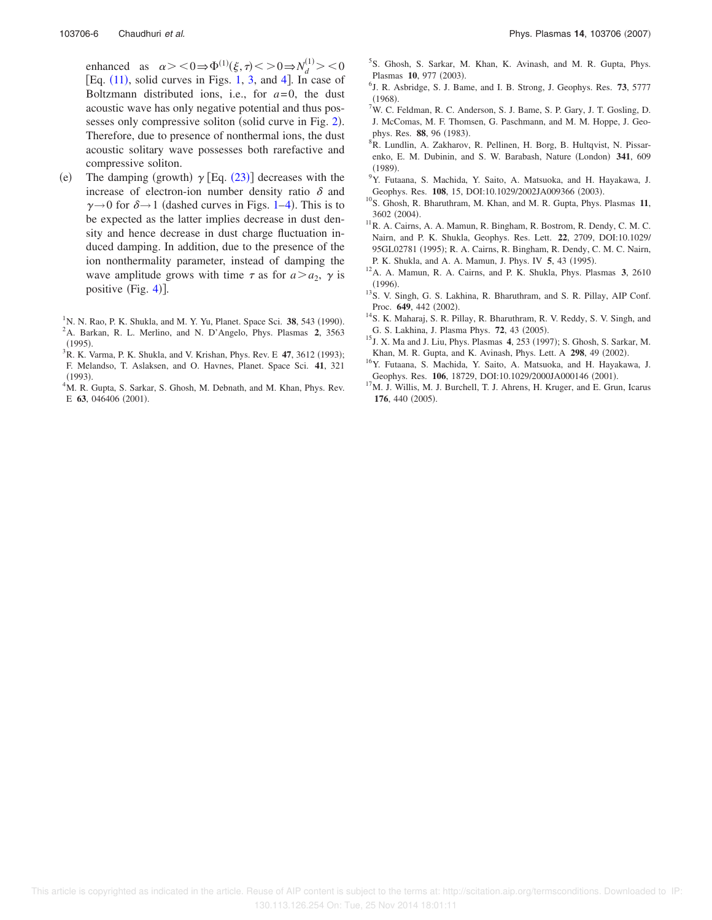enhanced as $\alpha><0\Rightarrow\Phi^{(1)}(\xi,\tau)<>0\Rightarrow N_d^{(1)}><0$ [Eq. (11), solid curves in Figs. 1, 3, and 4]. In case of Boltzmann distributed ions, i.e., for $a=0$, the dust acoustic wave has only negative potential and thus possesses only compressive soliton (solid curve in Fig. 2). Therefore, due to presence of nonthermal ions, the dust acoustic solitary wave possesses both rarefactive and compressive soliton.

(e) The damping (growth) $\gamma$ [Eq. (23)] decreases with the increase of electron-ion number density ratio $\delta$ and $\gamma\rightarrow 0$ for $\delta\rightarrow 1$ (dashed curves in Figs. 1–4). This is to be expected as the latter implies decrease in dust density and hence decrease in dust charge fluctuation induced damping. In addition, due to the presence of the ion nonthermality parameter, instead of damping the wave amplitude grows with time $\tau$ as for $a>a_2$, $\gamma$ is positive (Fig. 4)].

[1] N. N. Rao, P. K. Shukla, and M. Y. Yu, Planet. Space Sci. **38**, 543 (1990).

[2] A. Barkan, R. L. Merlino, and N. D'Angelo, Phys. Plasmas **2**, 3563 (1995).

[3] R. K. Varma, P. K. Shukla, and V. Krishan, Phys. Rev. E **47**, 3612 (1993); F. Melandso, T. Aslaksen, and O. Havnes, Planet. Space Sci. **41**, 321 (1993).

[4] M. R. Gupta, S. Sarkar, S. Ghosh, M. Debnath, and M. Khan, Phys. Rev. E **63**, 046406 (2001).

[5] S. Ghosh, S. Sarkar, M. Khan, K. Avinash, and M. R. Gupta, Phys. Plasmas **10**, 977 (2003).

[6] J. R. Asbridge, S. J. Bame, and I. B. Strong, J. Geophys. Res. **73**, 5777 (1968).

[7] W. C. Feldman, R. C. Anderson, S. J. Bame, S. P. Gary, J. T. Gosling, D. J. McComas, M. F. Thomsen, G. Paschmann, and M. M. Hoppe, J. Geophys. Res. **88**, 96 (1983).

[8] R. Lundlin, A. Zakharov, R. Pellinen, H. Borg, B. Hultqvist, N. Pissarenko, E. M. Dubinin, and S. W. Barabash, Nature (London) **341**, 609 (1989).

[9] Y. Futaana, S. Machida, Y. Saito, A. Matsuoka, and H. Hayakawa, J. Geophys. Res. **108**, 15, DOI:10.1029/2002JA009366 (2003).

[10] S. Ghosh, R. Bharuthram, M. Khan, and M. R. Gupta, Phys. Plasmas **11**, 3602 (2004).

[11] R. A. Cairns, A. A. Mamun, R. Bingham, R. Bostrom, R. Dendy, C. M. C. Nairn, and P. K. Shukla, Geophys. Res. Lett. **22**, 2709, DOI:10.1029/95GL02781 (1995); R. A. Cairns, R. Bingham, R. Dendy, C. M. C. Nairn, P. K. Shukla, and A. A. Mamun, J. Phys. IV **5**, 43 (1995).

[12] A. A. Mamun, R. A. Cairns, and P. K. Shukla, Phys. Plasmas **3**, 2610 (1996).

[13] S. V. Singh, G. S. Lakhina, R. Bharuthram, and S. R. Pillay, AIP Conf. Proc. **649**, 442 (2002).

[14] S. K. Maharaj, S. R. Pillay, R. Bharuthram, R. V. Reddy, S. V. Singh, and G. S. Lakhina, J. Plasma Phys. **72**, 43 (2005).

[15] J. X. Ma and J. Liu, Phys. Plasmas **4**, 253 (1997); S. Ghosh, S. Sarkar, M. Khan, M. R. Gupta, and K. Avinash, Phys. Lett. A **298**, 49 (2002).

[16] Y. Futaana, S. Machida, Y. Saito, A. Matsuoka, and H. Hayakawa, J. Geophys. Res. **106**, 18729, DOI:10.1029/2000JA000146 (2001).

[17] M. J. Willis, M. J. Burchell, T. J. Ahrens, H. Kruger, and E. Grun, Icarus **176**, 440 (2005).